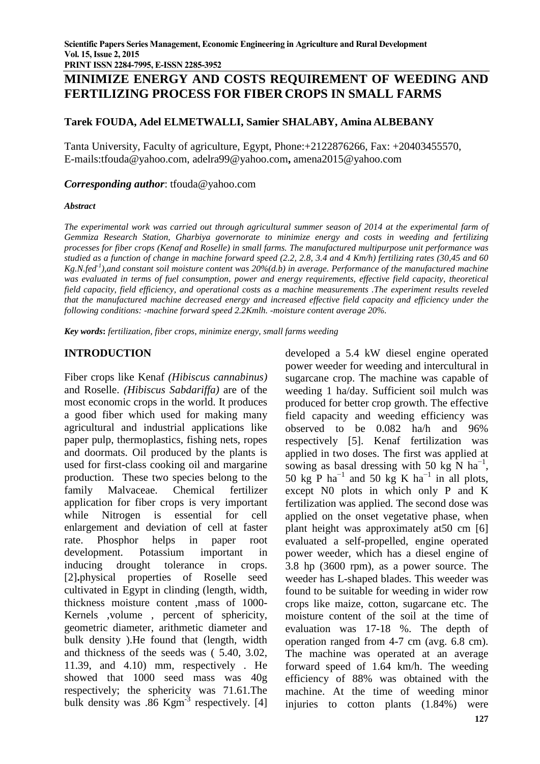# MINIMIZE ENERGY AND COSTS REQUIREMENT OF WEEDING AND FERTILIZING PROCESS FOR FIBER CROPS IN SMALL FARMS

**Tarek FOUDA, Adel ELMETWALLI, Samier SHALABY, Amina ALBEBANY**

Tanta University, Faculty of agriculture, Egypt, Phone:+2122876266, Fax: +20403455570, E-mails:tfouda@yahoo.com, adelra99@yahoo.com**,** amena2015@yahoo.com

***Corresponding author***: tfouda@yahoo.com

***Abstract***

*The experimental work was carried out through agricultural summer season of 2014 at the experimental farm of Gemmiza Research Station, Gharbiya governorate to minimize energy and costs in weeding and fertilizing processes for fiber crops (Kenaf and Roselle) in small farms. The manufactured multipurpose unit performance was studied as a function of change in machine forward speed (2.2, 2.8, 3.4 and 4 Km/h) fertilizing rates (30,45 and 60 Kg.N.fed$^{-1}$),and constant soil moisture content was 20%(d.b) in average. Performance of the manufactured machine was evaluated in terms of fuel consumption, power and energy requirements, effective field capacity, theoretical field capacity, field efficiency, and operational costs as a machine measurements .The experiment results reveled that the manufactured machine decreased energy and increased effective field capacity and efficiency under the following conditions: -machine forward speed 2.2Kmlh. -moisture content average 20%.*

***Key words*****:** *fertilization, fiber crops, minimize energy, small farms weeding*

## INTRODUCTION

Fiber crops like Kenaf *(Hibiscus cannabinus)* and Roselle. *(Hibiscus Sabdariffa)* are of the most economic crops in the world. It produces a good fiber which used for making many agricultural and industrial applications like paper pulp, thermoplastics, fishing nets, ropes and doormats. Oil produced by the plants is used for first-class cooking oil and margarine production. These two species belong to the family Malvaceae. Chemical fertilizer application for fiber crops is very important while Nitrogen is essential for cell enlargement and deviation of cell at faster rate. Phosphor helps in paper root development. Potassium important in inducing drought tolerance in crops. [2]**.**physical properties of Roselle seed cultivated in Egypt in clinding (length, width, thickness moisture content ,mass of 1000-Kernels ,volume , percent of sphericity, geometric diameter, arithmetic diameter and bulk density ).He found that (length, width and thickness of the seeds was ( 5.40, 3.02, 11.39, and 4.10) mm, respectively . He showed that 1000 seed mass was 40g respectively; the sphericity was 71.61.The bulk density was .86 Kgm$^{-3}$ respectively. [4] developed a 5.4 kW diesel engine operated power weeder for weeding and intercultural in sugarcane crop. The machine was capable of weeding 1 ha/day. Sufficient soil mulch was produced for better crop growth. The effective field capacity and weeding efficiency was observed to be 0.082 ha/h and 96% respectively [5]. Kenaf fertilization was applied in two doses. The first was applied at sowing as basal dressing with 50 kg N ha$^{-1}$, 50 kg P ha$^{-1}$ and 50 kg K ha$^{-1}$ in all plots, except N0 plots in which only P and K fertilization was applied. The second dose was applied on the onset vegetative phase, when plant height was approximately at50 cm [6] evaluated a self-propelled, engine operated power weeder, which has a diesel engine of 3.8 hp (3600 rpm), as a power source. The weeder has L-shaped blades. This weeder was found to be suitable for weeding in wider row crops like maize, cotton, sugarcane etc. The moisture content of the soil at the time of evaluation was 17-18 %. The depth of operation ranged from 4-7 cm (avg. 6.8 cm). The machine was operated at an average forward speed of 1.64 km/h. The weeding efficiency of 88% was obtained with the machine. At the time of weeding minor injuries to cotton plants (1.84%) were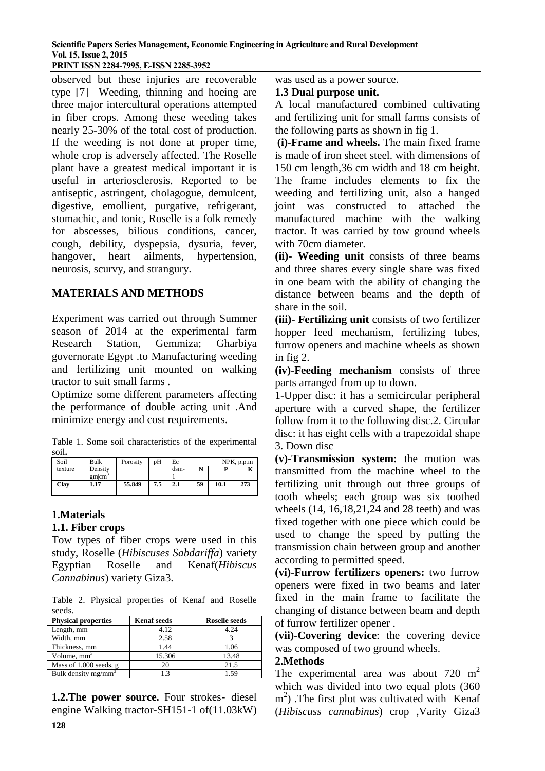observed but these injuries are recoverable type [7] Weeding, thinning and hoeing are three major intercultural operations attempted in fiber crops. Among these weeding takes nearly 25-30% of the total cost of production. If the weeding is not done at proper time, whole crop is adversely affected. The Roselle plant have a greatest medical important it is useful in arteriosclerosis. Reported to be antiseptic, astringent, cholagogue, demulcent, digestive, emollient, purgative, refrigerant, stomachic, and tonic, Roselle is a folk remedy for abscesses, bilious conditions, cancer, cough, debility, dyspepsia, dysuria, fever, hangover, heart ailments, hypertension, neurosis, scurvy, and strangury.

## MATERIALS AND METHODS

Experiment was carried out through Summer season of 2014 at the experimental farm Research Station, Gemmiza; Gharbiya governorate Egypt .to Manufacturing weeding and fertilizing unit mounted on walking tractor to suit small farms .

Optimize some different parameters affecting the performance of double acting unit .And minimize energy and cost requirements.

Table 1. Some soil characteristics of the experimental soil**.**

| Soil texture | Bulk Density $gm|cm^3$ | Porosity | pH | Ec dsm-1 | NPK, p.p.m | | |
|---|---|---|---|---|---|---|---|
| | | | | | N | P | K |
| **Clay** | **1.17** | **55.849** | **7.5** | **2.1** | **59** | **10.1** | **273** |

### 1.Materials

### 1.1. Fiber crops

Tow types of fiber crops were used in this study, Roselle (*Hibiscuses Sabdariffa*) variety Egyptian Roselle and Kenaf(*Hibiscus Cannabinus*) variety Giza3.

Table 2. Physical properties of Kenaf and Roselle seeds.

| Physical properties | Kenaf seeds | Roselle seeds |
|---|---|---|
| Length, mm | 4.12 | 4.24 |
| Width, mm | 2.58 | 3 |
| Thickness, mm | 1.44 | 1.06 |
| Volume, $mm^3$ | 15.306 | 13.48 |
| Mass of 1,000 seeds, g | 20 | 21.5 |
| Bulk density $mg/mm^3$ | 1.3 | 1.59 |

**1.2.The power source.** Four strokes**-** diesel engine Walking tractor-SH151-1 of(11.03kW) was used as a power source.

### 1.3 Dual purpose unit.

A local manufactured combined cultivating and fertilizing unit for small farms consists of the following parts as shown in fig 1.

**(i)-Frame and wheels.** The main fixed frame is made of iron sheet steel. with dimensions of 150 cm length,36 cm width and 18 cm height. The frame includes elements to fix the weeding and fertilizing unit, also a hanged joint was constructed to attached the manufactured machine with the walking tractor. It was carried by tow ground wheels with 70cm diameter.

**(ii)- Weeding unit** consists of three beams and three shares every single share was fixed in one beam with the ability of changing the distance between beams and the depth of share in the soil.

**(iii)- Fertilizing unit** consists of two fertilizer hopper feed mechanism, fertilizing tubes, furrow openers and machine wheels as shown in fig 2.

**(iv)-Feeding mechanism** consists of three parts arranged from up to down.

1-Upper disc: it has a semicircular peripheral aperture with a curved shape, the fertilizer follow from it to the following disc.2. Circular disc: it has eight cells with a trapezoidal shape 3. Down disc

**(v)-Transmission system:** the motion was transmitted from the machine wheel to the fertilizing unit through out three groups of tooth wheels; each group was six toothed wheels (14, 16,18,21,24 and 28 teeth) and was fixed together with one piece which could be used to change the speed by putting the transmission chain between group and another according to permitted speed.

**(vi)-Furrow fertilizers openers:** two furrow openers were fixed in two beams and later fixed in the main frame to facilitate the changing of distance between beam and depth of furrow fertilizer opener .

**(vii)-Covering device**: the covering device was composed of two ground wheels.

### 2.Methods

The experimental area was about 720 $m^2$ which was divided into two equal plots (360 $m^2$) .The first plot was cultivated with Kenaf (*Hibiscuss cannabinus*) crop ,Varity Giza3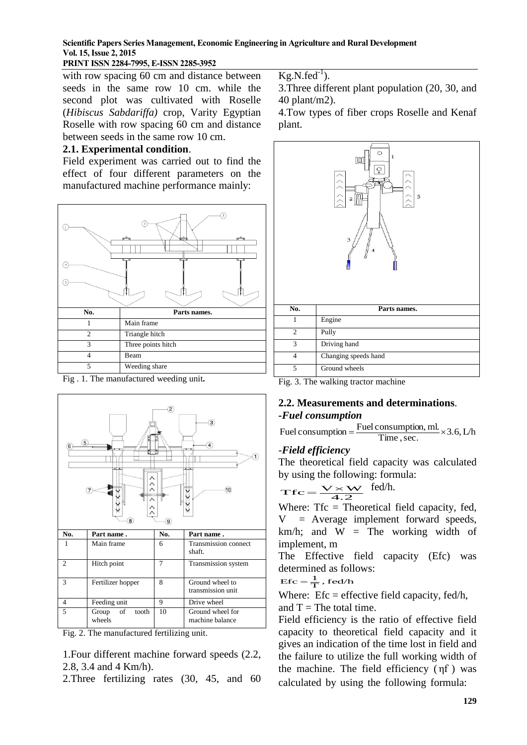with row spacing 60 cm and distance between seeds in the same row 10 cm. while the second plot was cultivated with Roselle (*Hibiscus Sabdariffa)* crop, Varity Egyptian Roselle with row spacing 60 cm and distance between seeds in the same row 10 cm.

### 2.1. Experimental condition.

Field experiment was carried out to find the effect of four different parameters on the manufactured machine performance mainly:

| No. | Parts names. |
|---|---|
| 1 | Main frame |
| 2 | Triangle hitch |
| 3 | Three points hitch |
| 4 | Beam |
| 5 | Weeding share |

Fig . 1. The manufactured weeding unit**.**

| No. | Part name . | No. | Part name . |
|---|---|---|---|
| 1 | Main frame | 6 | Transmission connect shaft. |
| 2 | Hitch point | 7 | Transmission system |
| 3 | Fertilizer hopper | 8 | Ground wheel to transmission unit |
| 4 | Feeding unit | 9 | Drive wheel |
| 5 | Group of tooth wheels | 10 | Ground wheel for machine balance |

Fig. 2. The manufactured fertilizing unit.

1.Four different machine forward speeds (2.2, 2.8, 3.4 and 4 Km/h).

2.Three fertilizing rates (30, 45, and 60 $Kg.N.fed^{-1}$).

3.Three different plant population (20, 30, and 40 plant/m2).

4.Tow types of fiber crops Roselle and Kenaf plant.

| No. | Parts names. |
|---|---|
| 1 | Engine |
| 2 | Pully |
| 3 | Driving hand |
| 4 | Changing speeds hand |
| 5 | Ground wheels |

Fig. 3. The walking tractor machine

### 2.2. Measurements and determinations.

***-Fuel consumption***

$$\text{Fuel consumption} = \frac{\text{Fuel consumption, ml.}}{\text{Time , sec.}} \times 3.6, \text{ L/h}$$

***-Field efficiency***

The theoretical field capacity was calculated by using the following: formula:

$$Tfc = \frac{V \times W}{4.2} \text{ fed/h.}$$

Where: Tfc = Theoretical field capacity, fed, V = Average implement forward speeds, km/h; and W = The working width of implement, m

The Effective field capacity (Efc) was determined as follows:

$$Efc = \frac{1}{T}, \text{ fed/h}$$

Where: Efc = effective field capacity, fed/h, and T = The total time.

Field efficiency is the ratio of effective field capacity to theoretical field capacity and it gives an indication of the time lost in field and the failure to utilize the full working width of the machine. The field efficiency ( $\eta f$ ) was calculated by using the following formula: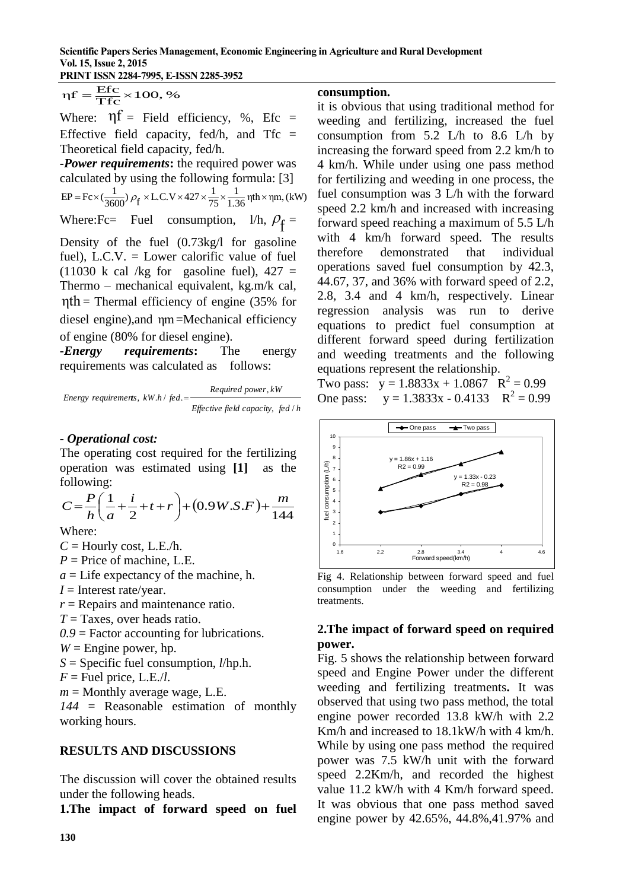$$\eta f = \frac{Efc}{Tfc} \times 100, \%$$

Where: $\eta f$ = Field efficiency, %, Efc = Effective field capacity, fed/h, and Tfc = Theoretical field capacity, fed/h.

-***Power requirements*****:** the required power was calculated by using the following formula: [3]

$$EP = Fc \times (\frac{1}{3600}) \rho_f \times L.C.V \times 427 \times \frac{1}{75} \times \frac{1}{1.36} \eta th \times \eta m, (kW)$$

Where:Fc= Fuel consumption, l/h, $\rho_f$ = Density of the fuel (0.73kg/l for gasoline fuel), L.C.V. = Lower calorific value of fuel (11030 k cal /kg for gasoline fuel), 427 = Thermo – mechanical equivalent, kg.m/k cal, $\eta th$ = Thermal efficiency of engine (35% for diesel engine),and $\eta m$ =Mechanical efficiency of engine (80% for diesel engine).

-***Energy requirements*****:** The energy requirements was calculated as follows:

$$Energy\ requirements,\ kW.h / fed. = \frac{Required\ power, kW}{Effective\ field\ capacity,\ fed / h}$$

**- *Operational cost:***

The operating cost required for the fertilizing operation was estimated using **[1]** as the following:

$$C = \frac{P}{h}\left(\frac{1}{a} + \frac{i}{2} + t + r\right) + (0.9W.S.F) + \frac{m}{144}$$

Where:

*C* = Hourly cost, L.E./h.
*P* = Price of machine, L.E.
*a* = Life expectancy of the machine, h.
*I* = Interest rate/year.
*r* = Repairs and maintenance ratio.
*T* = Taxes, over heads ratio.
*0.9* = Factor accounting for lubrications.
*W* = Engine power, hp.
*S* = Specific fuel consumption, *l*/hp.h.
*F* = Fuel price, L.E./*l*.
*m* = Monthly average wage, L.E.
*144* = Reasonable estimation of monthly working hours.

## RESULTS AND DISCUSSIONS

The discussion will cover the obtained results under the following heads.

**1.The impact of forward speed on fuel consumption.**

it is obvious that using traditional method for weeding and fertilizing, increased the fuel consumption from 5.2 L/h to 8.6 L/h by increasing the forward speed from 2.2 km/h to 4 km/h. While under using one pass method for fertilizing and weeding in one process, the fuel consumption was 3 L/h with the forward speed 2.2 km/h and increased with increasing forward speed reaching a maximum of 5.5 L/h with 4 km/h forward speed. The results therefore demonstrated that individual operations saved fuel consumption by 42.3, 44.67, 37, and 36% with forward speed of 2.2, 2.8, 3.4 and 4 km/h, respectively. Linear regression analysis was run to derive equations to predict fuel consumption at different forward speed during fertilization and weeding treatments and the following equations represent the relationship.

Two pass: $y = 1.8833x + 1.0867$ $R^2 = 0.99$
One pass: $y = 1.3833x - 0.4133$ $R^2 = 0.99$

Fig 4. Relationship between forward speed and fuel consumption under the weeding and fertilizing treatments.

**2.The impact of forward speed on required power.**

Fig. 5 shows the relationship between forward speed and Engine Power under the different weeding and fertilizing treatments**.** It was observed that using two pass method, the total engine power recorded 13.8 kW/h with 2.2 Km/h and increased to 18.1kW/h with 4 km/h. While by using one pass method the required power was 7.5 kW/h unit with the forward speed 2.2Km/h, and recorded the highest value 11.2 kW/h with 4 Km/h forward speed. It was obvious that one pass method saved engine power by 42.65%, 44.8%,41.97% and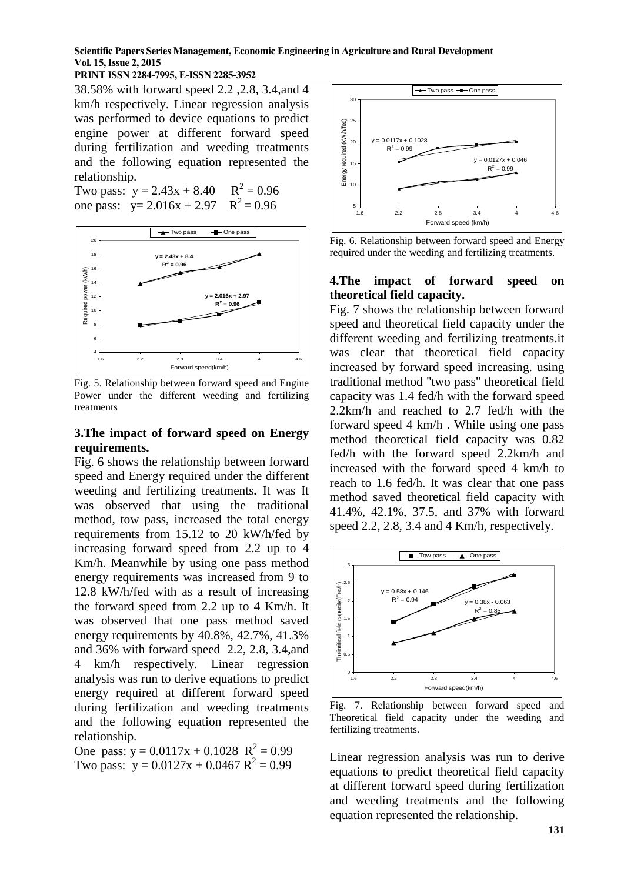38.58% with forward speed 2.2 ,2.8, 3.4,and 4 km/h respectively. Linear regression analysis was performed to device equations to predict engine power at different forward speed during fertilization and weeding treatments and the following equation represented the relationship.

Two pass: $y = 2.43x + 8.40$ $R^2 = 0.96$
one pass: $y= 2.016x + 2.97$ $R^2 = 0.96$

Fig. 5. Relationship between forward speed and Engine Power under the different weeding and fertilizing treatments

### 3.The impact of forward speed on Energy requirements.

Fig. 6 shows the relationship between forward speed and Energy required under the different weeding and fertilizing treatments**.** It was It was observed that using the traditional method, tow pass, increased the total energy requirements from 15.12 to 20 kW/h/fed by increasing forward speed from 2.2 up to 4 Km/h. Meanwhile by using one pass method energy requirements was increased from 9 to 12.8 kW/h/fed with as a result of increasing the forward speed from 2.2 up to 4 Km/h. It was observed that one pass method saved energy requirements by 40.8%, 42.7%, 41.3% and 36% with forward speed 2.2, 2.8, 3.4,and 4 km/h respectively. Linear regression analysis was run to derive equations to predict energy required at different forward speed during fertilization and weeding treatments and the following equation represented the relationship.

One pass: $y = 0.0117x + 0.1028$ $R^2 = 0.99$
Two pass: $y = 0.0127x + 0.0467$ $R^2 = 0.99$

Fig. 6. Relationship between forward speed and Energy required under the weeding and fertilizing treatments.

### 4.The impact of forward speed on theoretical field capacity.

Fig. 7 shows the relationship between forward speed and theoretical field capacity under the different weeding and fertilizing treatments.it was clear that theoretical field capacity increased by forward speed increasing. using traditional method "two pass" theoretical field capacity was 1.4 fed/h with the forward speed 2.2km/h and reached to 2.7 fed/h with the forward speed 4 km/h . While using one pass method theoretical field capacity was 0.82 fed/h with the forward speed 2.2km/h and increased with the forward speed 4 km/h to reach to 1.6 fed/h. It was clear that one pass method saved theoretical field capacity with 41.4%, 42.1%, 37.5, and 37% with forward speed 2.2, 2.8, 3.4 and 4 Km/h, respectively.

Fig. 7. Relationship between forward speed and Theoretical field capacity under the weeding and fertilizing treatments.

Linear regression analysis was run to derive equations to predict theoretical field capacity at different forward speed during fertilization and weeding treatments and the following equation represented the relationship.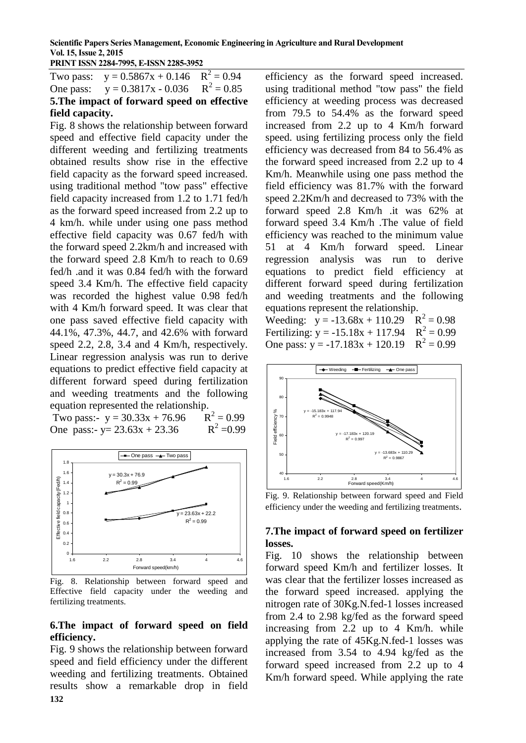Two pass: $y = 0.5867x + 0.146$ $R^2 = 0.94$
One pass: $y = 0.3817x - 0.036$ $R^2 = 0.85$

**5.The impact of forward speed on effective field capacity.**

Fig. 8 shows the relationship between forward speed and effective field capacity under the different weeding and fertilizing treatments obtained results show rise in the effective field capacity as the forward speed increased. using traditional method "tow pass" effective field capacity increased from 1.2 to 1.71 fed/h as the forward speed increased from 2.2 up to 4 km/h. while under using one pass method effective field capacity was 0.67 fed/h with the forward speed 2.2km/h and increased with the forward speed 2.8 Km/h to reach to 0.69 fed/h .and it was 0.84 fed/h with the forward speed 3.4 Km/h. The effective field capacity was recorded the highest value 0.98 fed/h with 4 Km/h forward speed. It was clear that one pass saved effective field capacity with 44.1%, 47.3%, 44.7, and 42.6% with forward speed 2.2, 2.8, 3.4 and 4 Km/h, respectively. Linear regression analysis was run to derive equations to predict effective field capacity at different forward speed during fertilization and weeding treatments and the following equation represented the relationship.

Two pass:- $y = 30.33x + 76.96$ $R^2 = 0.99$
One pass:- $y= 23.63x + 23.36$ $R^2 =0.99$

Fig. 8. Relationship between forward speed and Effective field capacity under the weeding and fertilizing treatments.

**6.The impact of forward speed on field efficiency.**

Fig. 9 shows the relationship between forward speed and field efficiency under the different weeding and fertilizing treatments. Obtained results show a remarkable drop in field efficiency as the forward speed increased. using traditional method "tow pass" the field efficiency at weeding process was decreased from 79.5 to 54.4% as the forward speed increased from 2.2 up to 4 Km/h forward speed. using fertilizing process only the field efficiency was decreased from 84 to 56.4% as the forward speed increased from 2.2 up to 4 Km/h. Meanwhile using one pass method the field efficiency was 81.7% with the forward speed 2.2Km/h and decreased to 73% with the forward speed 2.8 Km/h .it was 62% at forward speed 3.4 Km/h .The value of field efficiency was reached to the minimum value 51 at 4 Km/h forward speed. Linear regression analysis was run to derive equations to predict field efficiency at different forward speed during fertilization and weeding treatments and the following equations represent the relationship.

Weeding: $y = -13.68x + 110.29$ $R^2 = 0.98$
Fertilizing: $y = -15.18x + 117.94$ $R^2 = 0.99$
One pass: $y = -17.183x + 120.19$ $R^2 = 0.99$

Fig. 9. Relationship between forward speed and Field efficiency under the weeding and fertilizing treatments.

**7.The impact of forward speed on fertilizer losses.**

Fig. 10 shows the relationship between forward speed Km/h and fertilizer losses. It was clear that the fertilizer losses increased as the forward speed increased. applying the nitrogen rate of 30Kg.N.fed-1 losses increased from 2.4 to 2.98 kg/fed as the forward speed increasing from 2.2 up to 4 Km/h. while applying the rate of 45Kg.N.fed-1 losses was increased from 3.54 to 4.94 kg/fed as the forward speed increased from 2.2 up to 4 Km/h forward speed. While applying the rate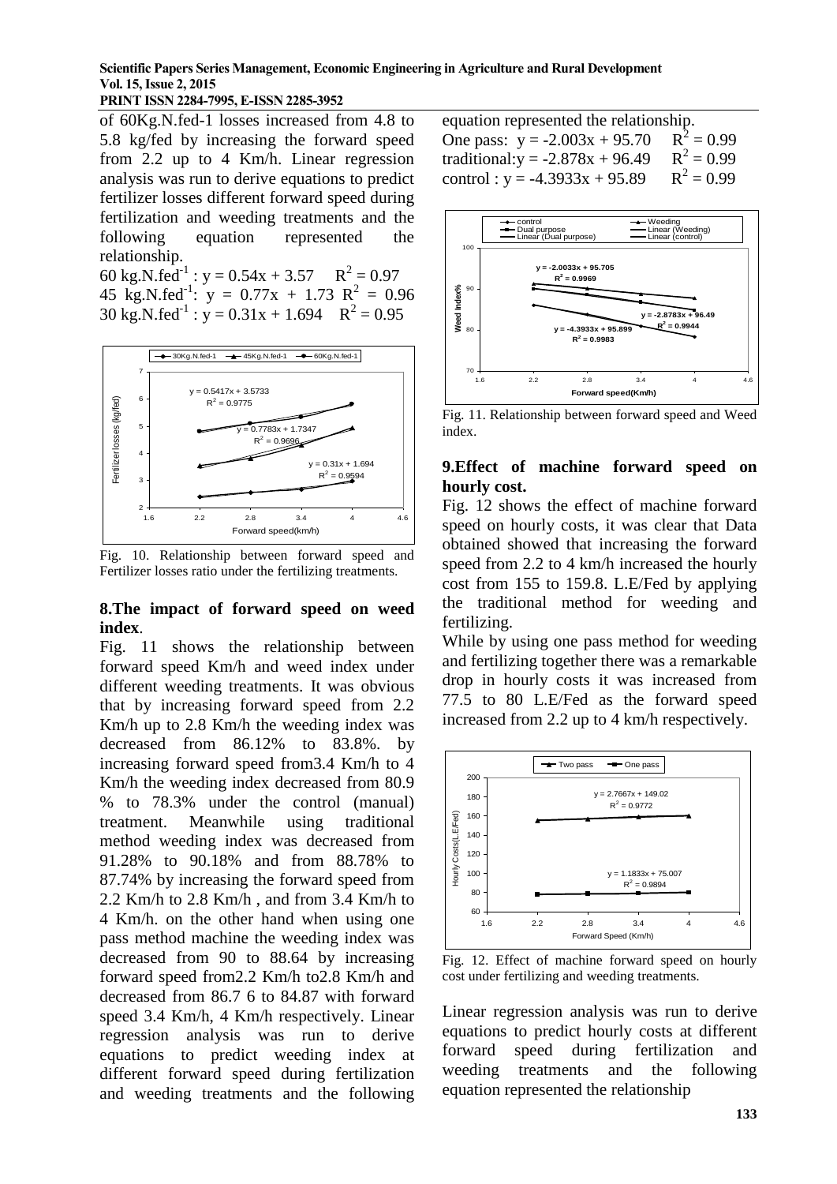of 60Kg.N.fed-1 losses increased from 4.8 to 5.8 kg/fed by increasing the forward speed from 2.2 up to 4 Km/h. Linear regression analysis was run to derive equations to predict fertilizer losses different forward speed during fertilization and weeding treatments and the following equation represented the relationship.

60 kg.N.fed$^{-1}$ : $y = 0.54x + 3.57$ $R^2 = 0.97$
45 kg.N.fed$^{-1}$: $y = 0.77x + 1.73$ $R^2 = 0.96$
30 kg.N.fed$^{-1}$ : $y = 0.31x + 1.694$ $R^2 = 0.95$

Fig. 10. Relationship between forward speed and Fertilizer losses ratio under the fertilizing treatments.

## 8.The impact of forward speed on weed index.

Fig. 11 shows the relationship between forward speed Km/h and weed index under different weeding treatments. It was obvious that by increasing forward speed from 2.2 Km/h up to 2.8 Km/h the weeding index was decreased from 86.12% to 83.8%. by increasing forward speed from3.4 Km/h to 4 Km/h the weeding index decreased from 80.9 % to 78.3% under the control (manual) treatment. Meanwhile using traditional method weeding index was decreased from 91.28% to 90.18% and from 88.78% to 87.74% by increasing the forward speed from 2.2 Km/h to 2.8 Km/h , and from 3.4 Km/h to 4 Km/h. on the other hand when using one pass method machine the weeding index was decreased from 90 to 88.64 by increasing forward speed from2.2 Km/h to2.8 Km/h and decreased from 86.7 6 to 84.87 with forward speed 3.4 Km/h, 4 Km/h respectively. Linear regression analysis was run to derive equations to predict weeding index at different forward speed during fertilization and weeding treatments and the following equation represented the relationship.

One pass: $y = -2.003x + 95.70$ $R^2 = 0.99$
traditional: $y = -2.878x + 96.49$ $R^2 = 0.99$
control : $y = -4.3933x + 95.89$ $R^2 = 0.99$

Fig. 11. Relationship between forward speed and Weed index.

## 9.Effect of machine forward speed on hourly cost.

Fig. 12 shows the effect of machine forward speed on hourly costs, it was clear that Data obtained showed that increasing the forward speed from 2.2 to 4 km/h increased the hourly cost from 155 to 159.8. L.E/Fed by applying the traditional method for weeding and fertilizing.

While by using one pass method for weeding and fertilizing together there was a remarkable drop in hourly costs it was increased from 77.5 to 80 L.E/Fed as the forward speed increased from 2.2 up to 4 km/h respectively.

Fig. 12. Effect of machine forward speed on hourly cost under fertilizing and weeding treatments.

Linear regression analysis was run to derive equations to predict hourly costs at different forward speed during fertilization and weeding treatments and the following equation represented the relationship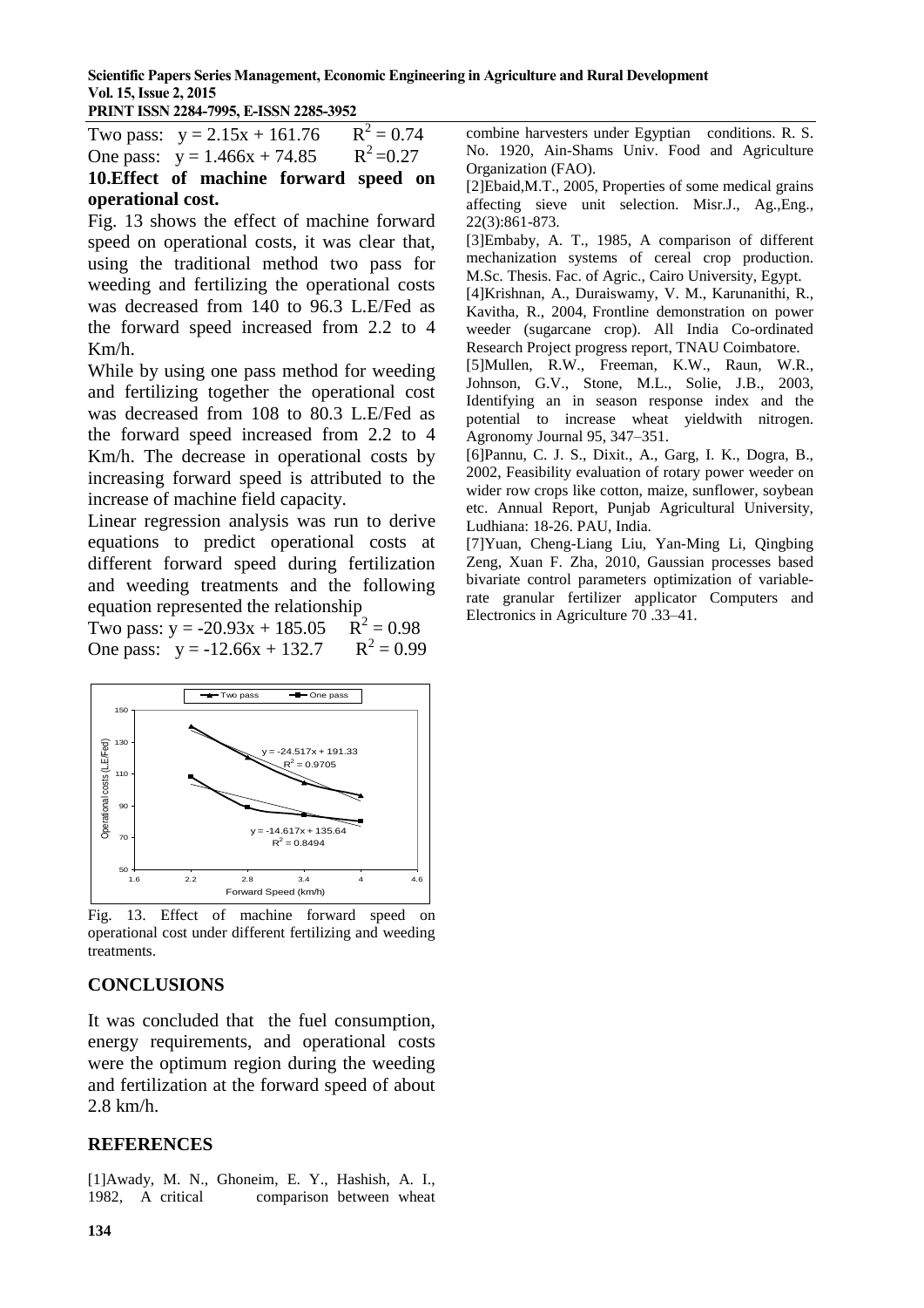Two pass: $y = 2.15x + 161.76 \quad R^2 = 0.74$

One pass: $y = 1.466x + 74.85 \quad R^2 = 0.27$

**10.Effect of machine forward speed on operational cost.**

Fig. 13 shows the effect of machine forward speed on operational costs, it was clear that, using the traditional method two pass for weeding and fertilizing the operational costs was decreased from 140 to 96.3 L.E/Fed as the forward speed increased from 2.2 to 4 Km/h.

While by using one pass method for weeding and fertilizing together the operational cost was decreased from 108 to 80.3 L.E/Fed as the forward speed increased from 2.2 to 4 Km/h. The decrease in operational costs by increasing forward speed is attributed to the increase of machine field capacity.

Linear regression analysis was run to derive equations to predict operational costs at different forward speed during fertilization and weeding treatments and the following equation represented the relationship

Two pass: $y = -20.93x + 185.05 \quad R^2 = 0.98$

One pass: $y = -12.66x + 132.7 \quad R^2 = 0.99$

Two pass
One pass
150
130
110
90
70
50
Operational costs (L.E/Fed)
y = -24.517x + 191.33
$R^2$ = 0.9705
y = -14.617x + 135.64
$R^2$ = 0.8494
1.6
2.2
2.8
3.4
4
4.6
Forward Speed (km/h)

Fig. 13. Effect of machine forward speed on operational cost under different fertilizing and weeding treatments.

## CONCLUSIONS

It was concluded that the fuel consumption, energy requirements, and operational costs were the optimum region during the weeding and fertilization at the forward speed of about 2.8 km/h.

## REFERENCES

[1]Awady, M. N., Ghoneim, E. Y., Hashish, A. I., 1982, A critical comparison between wheat combine harvesters under Egyptian conditions. R. S. No. 1920, Ain-Shams Univ. Food and Agriculture Organization (FAO).

[2]Ebaid,M.T., 2005, Properties of some medical grains affecting sieve unit selection. Misr.J., Ag.,Eng., 22(3):861-873.

[3]Embaby, A. T., 1985, A comparison of different mechanization systems of cereal crop production. M.Sc. Thesis. Fac. of Agric., Cairo University, Egypt.

[4]Krishnan, A., Duraiswamy, V. M., Karunanithi, R., Kavitha, R., 2004, Frontline demonstration on power weeder (sugarcane crop). All India Co-ordinated Research Project progress report, TNAU Coimbatore.

[5]Mullen, R.W., Freeman, K.W., Raun, W.R., Johnson, G.V., Stone, M.L., Solie, J.B., 2003, Identifying an in season response index and the potential to increase wheat yieldwith nitrogen. Agronomy Journal 95, 347–351.

[6]Pannu, C. J. S., Dixit., A., Garg, I. K., Dogra, B., 2002, Feasibility evaluation of rotary power weeder on wider row crops like cotton, maize, sunflower, soybean etc. Annual Report, Punjab Agricultural University, Ludhiana: 18-26. PAU, India.

[7]Yuan, Cheng-Liang Liu, Yan-Ming Li, Qingbing Zeng, Xuan F. Zha, 2010, Gaussian processes based bivariate control parameters optimization of variable-rate granular fertilizer applicator Computers and Electronics in Agriculture 70 .33–41.